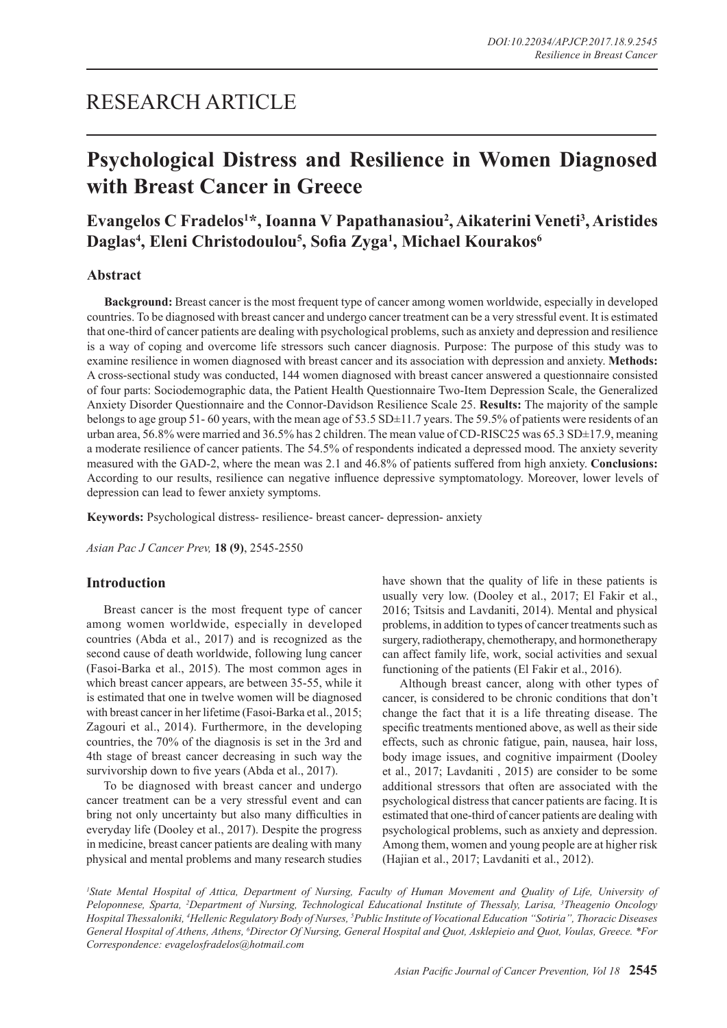RESEARCH ARTICLE

# Psychological Distress and Resilience in Women Diagnosed with Breast Cancer in Greece

**Evangelos C Fradelos[1]*, Ioanna V Papathanasiou[2], Aikaterini Veneti[3], Aristides Daglas[4], Eleni Christodoulou[5], Sofia Zyga[1], Michael Kourakos[6]**

## Abstract

**Background:** Breast cancer is the most frequent type of cancer among women worldwide, especially in developed countries. To be diagnosed with breast cancer and undergo cancer treatment can be a very stressful event. It is estimated that one-third of cancer patients are dealing with psychological problems, such as anxiety and depression and resilience is a way of coping and overcome life stressors such cancer diagnosis. Purpose: The purpose of this study was to examine resilience in women diagnosed with breast cancer and its association with depression and anxiety. **Methods:** A cross-sectional study was conducted, 144 women diagnosed with breast cancer answered a questionnaire consisted of four parts: Sociodemographic data, the Patient Health Questionnaire Two-Item Depression Scale, the Generalized Anxiety Disorder Questionnaire and the Connor-Davidson Resilience Scale 25. **Results:** The majority of the sample belongs to age group 51- 60 years, with the mean age of 53.5 SD±11.7 years. The 59.5% of patients were residents of an urban area, 56.8% were married and 36.5% has 2 children. The mean value of CD-RISC25 was 65.3 SD±17.9, meaning a moderate resilience of cancer patients. The 54.5% of respondents indicated a depressed mood. The anxiety severity measured with the GAD-2, where the mean was 2.1 and 46.8% of patients suffered from high anxiety. **Conclusions:** According to our results, resilience can negative influence depressive symptomatology. Moreover, lower levels of depression can lead to fewer anxiety symptoms.

**Keywords:** Psychological distress- resilience- breast cancer- depression- anxiety

*Asian Pac J Cancer Prev,* **18 (9)**, 2545-2550

## Introduction

Breast cancer is the most frequent type of cancer among women worldwide, especially in developed countries (Abda et al., 2017) and is recognized as the second cause of death worldwide, following lung cancer (Fasoi-Barka et al., 2015). The most common ages in which breast cancer appears, are between 35-55, while it is estimated that one in twelve women will be diagnosed with breast cancer in her lifetime (Fasoi-Barka et al., 2015; Zagouri et al., 2014). Furthermore, in the developing countries, the 70% of the diagnosis is set in the 3rd and 4th stage of breast cancer decreasing in such way the survivorship down to five years (Abda et al., 2017).

To be diagnosed with breast cancer and undergo cancer treatment can be a very stressful event and can bring not only uncertainty but also many difficulties in everyday life (Dooley et al., 2017). Despite the progress in medicine, breast cancer patients are dealing with many physical and mental problems and many research studies have shown that the quality of life in these patients is usually very low. (Dooley et al., 2017; El Fakir et al., 2016; Tsitsis and Lavdaniti, 2014). Mental and physical problems, in addition to types of cancer treatments such as surgery, radiotherapy, chemotherapy, and hormonetherapy can affect family life, work, social activities and sexual functioning of the patients (El Fakir et al., 2016).

Although breast cancer, along with other types of cancer, is considered to be chronic conditions that don't change the fact that it is a life threating disease. The specific treatments mentioned above, as well as their side effects, such as chronic fatigue, pain, nausea, hair loss, body image issues, and cognitive impairment (Dooley et al., 2017; Lavdaniti , 2015) are consider to be some additional stressors that often are associated with the psychological distress that cancer patients are facing. It is estimated that one-third of cancer patients are dealing with psychological problems, such as anxiety and depression. Among them, women and young people are at higher risk (Hajian et al., 2017; Lavdaniti et al., 2012).

*[1]State Mental Hospital of Attica, Department of Nursing, Faculty of Human Movement and Quality of Life, University of Peloponnese, Sparta, [2]Department of Nursing, Technological Educational Institute of Thessaly, Larisa, [3]Theagenio Oncology Hospital Thessaloniki, [4]Hellenic Regulatory Body of Nurses, [5]Public Institute of Vocational Education "Sotiria", Thoracic Diseases General Hospital of Athens, Athens, [6]Director Of Nursing, General Hospital and Quot, Asklepieio and Quot, Voulas, Greece. *For Correspondence: evagelosfradelos@hotmail.com*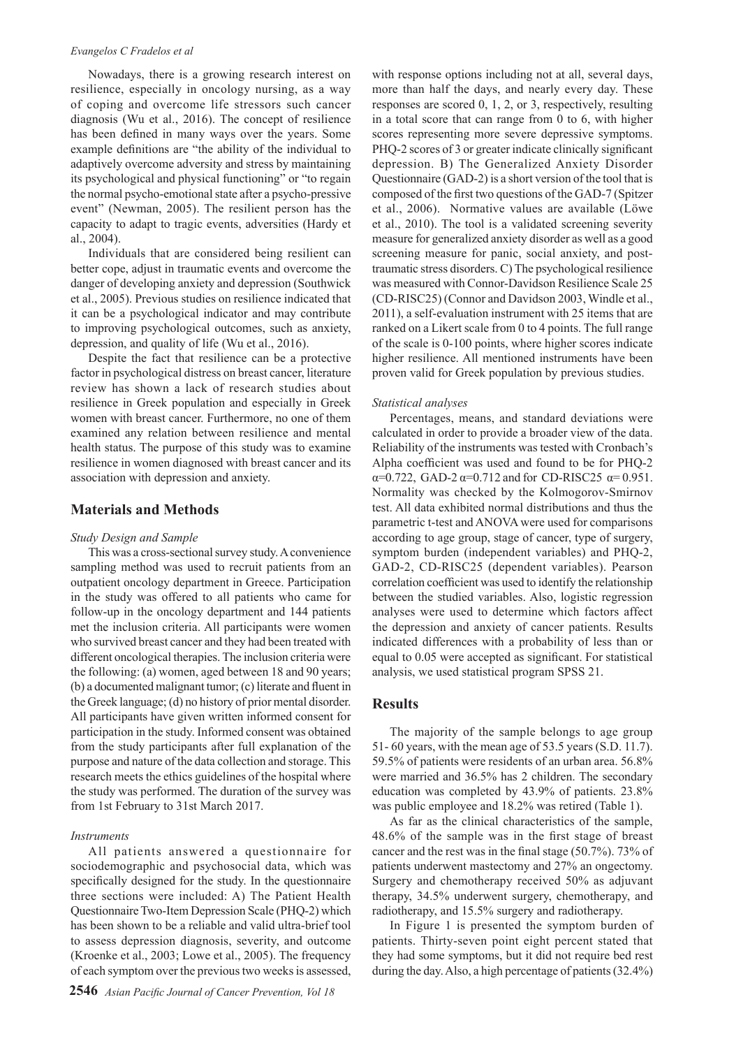Nowadays, there is a growing research interest on resilience, especially in oncology nursing, as a way of coping and overcome life stressors such cancer diagnosis (Wu et al., 2016). The concept of resilience has been defined in many ways over the years. Some example definitions are "the ability of the individual to adaptively overcome adversity and stress by maintaining its psychological and physical functioning" or "to regain the normal psycho-emotional state after a psycho-pressive event" (Newman, 2005). The resilient person has the capacity to adapt to tragic events, adversities (Hardy et al., 2004).

Individuals that are considered being resilient can better cope, adjust in traumatic events and overcome the danger of developing anxiety and depression (Southwick et al., 2005). Previous studies on resilience indicated that it can be a psychological indicator and may contribute to improving psychological outcomes, such as anxiety, depression, and quality of life (Wu et al., 2016).

Despite the fact that resilience can be a protective factor in psychological distress on breast cancer, literature review has shown a lack of research studies about resilience in Greek population and especially in Greek women with breast cancer. Furthermore, no one of them examined any relation between resilience and mental health status. The purpose of this study was to examine resilience in women diagnosed with breast cancer and its association with depression and anxiety.

## Materials and Methods

*Study Design and Sample*

This was a cross-sectional survey study. A convenience sampling method was used to recruit patients from an outpatient oncology department in Greece. Participation in the study was offered to all patients who came for follow-up in the oncology department and 144 patients met the inclusion criteria. All participants were women who survived breast cancer and they had been treated with different oncological therapies. The inclusion criteria were the following: (a) women, aged between 18 and 90 years; (b) a documented malignant tumor; (c) literate and fluent in the Greek language; (d) no history of prior mental disorder. All participants have given written informed consent for participation in the study. Informed consent was obtained from the study participants after full explanation of the purpose and nature of the data collection and storage. This research meets the ethics guidelines of the hospital where the study was performed. The duration of the survey was from 1st February to 31st March 2017.

*Instruments*

All patients answered a questionnaire for sociodemographic and psychosocial data, which was specifically designed for the study. In the questionnaire three sections were included: A) The Patient Health Questionnaire Two-Item Depression Scale (PHQ-2) which has been shown to be a reliable and valid ultra-brief tool to assess depression diagnosis, severity, and outcome (Kroenke et al., 2003; Lowe et al., 2005). The frequency of each symptom over the previous two weeks is assessed, with response options including not at all, several days, more than half the days, and nearly every day. These responses are scored 0, 1, 2, or 3, respectively, resulting in a total score that can range from 0 to 6, with higher scores representing more severe depressive symptoms. PHQ-2 scores of 3 or greater indicate clinically significant depression. B) The Generalized Anxiety Disorder Questionnaire (GAD-2) is a short version of the tool that is composed of the first two questions of the GAD-7 (Spitzer et al., 2006). Normative values are available (Löwe et al., 2010). The tool is a validated screening severity measure for generalized anxiety disorder as well as a good screening measure for panic, social anxiety, and post-traumatic stress disorders. C) The psychological resilience was measured with Connor-Davidson Resilience Scale 25 (CD-RISC25) (Connor and Davidson 2003, Windle et al., 2011), a self-evaluation instrument with 25 items that are ranked on a Likert scale from 0 to 4 points. The full range of the scale is 0-100 points, where higher scores indicate higher resilience. All mentioned instruments have been proven valid for Greek population by previous studies.

*Statistical analyses*

Percentages, means, and standard deviations were calculated in order to provide a broader view of the data. Reliability of the instruments was tested with Cronbach's Alpha coefficient was used and found to be for PHQ-2 $\alpha=0.722$, GAD-2 $\alpha=0.712$ and for CD-RISC25 $\alpha= 0.951$. Normality was checked by the Kolmogorov-Smirnov test. All data exhibited normal distributions and thus the parametric t-test and ANOVA were used for comparisons according to age group, stage of cancer, type of surgery, symptom burden (independent variables) and PHQ-2, GAD-2, CD-RISC25 (dependent variables). Pearson correlation coefficient was used to identify the relationship between the studied variables. Also, logistic regression analyses were used to determine which factors affect the depression and anxiety of cancer patients. Results indicated differences with a probability of less than or equal to 0.05 were accepted as significant. For statistical analysis, we used statistical program SPSS 21.

## Results

The majority of the sample belongs to age group 51- 60 years, with the mean age of 53.5 years (S.D. 11.7). 59.5% of patients were residents of an urban area. 56.8% were married and 36.5% has 2 children. The secondary education was completed by 43.9% of patients. 23.8% was public employee and 18.2% was retired (Table 1).

As far as the clinical characteristics of the sample, 48.6% of the sample was in the first stage of breast cancer and the rest was in the final stage (50.7%). 73% of patients underwent mastectomy and 27% an ongectomy. Surgery and chemotherapy received 50% as adjuvant therapy, 34.5% underwent surgery, chemotherapy, and radiotherapy, and 15.5% surgery and radiotherapy.

In Figure 1 is presented the symptom burden of patients. Thirty-seven point eight percent stated that they had some symptoms, but it did not require bed rest during the day. Also, a high percentage of patients (32.4%)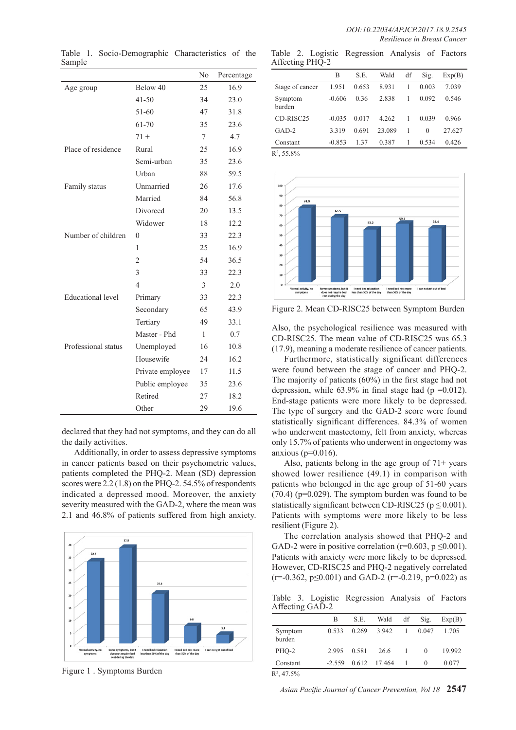Table 1. Socio-Demographic Characteristics of the Sample

| | | No | Percentage |
|---|---|---|---|
| Age group | Below 40 | 25 | 16.9 |
| | 41-50 | 34 | 23.0 |
| | 51-60 | 47 | 31.8 |
| | 61-70 | 35 | 23.6 |
| | 71 + | 7 | 4.7 |
| Place of residence | Rural | 25 | 16.9 |
| | Semi-urban | 35 | 23.6 |
| | Urban | 88 | 59.5 |
| Family status | Unmarried | 26 | 17.6 |
| | Married | 84 | 56.8 |
| | Divorced | 20 | 13.5 |
| | Widower | 18 | 12.2 |
| Number of children | 0 | 33 | 22.3 |
| | 1 | 25 | 16.9 |
| | 2 | 54 | 36.5 |
| | 3 | 33 | 22.3 |
| | 4 | 3 | 2.0 |
| Educational level | Primary | 33 | 22.3 |
| | Secondary | 65 | 43.9 |
| | Tertiary | 49 | 33.1 |
| | Master - Phd | 1 | 0.7 |
| Professional status | Unemployed | 16 | 10.8 |
| | Housewife | 24 | 16.2 |
| | Private employee | 17 | 11.5 |
| | Public employee | 35 | 23.6 |
| | Retired | 27 | 18.2 |
| | Other | 29 | 19.6 |

declared that they had not symptoms, and they can do all the daily activities.

Additionally, in order to assess depressive symptoms in cancer patients based on their psychometric values, patients completed the PHQ-2. Mean (SD) depression scores were 2.2 (1.8) on the PHQ-2. 54.5% of respondents indicated a depressed mood. Moreover, the anxiety severity measured with the GAD-2, where the mean was 2.1 and 46.8% of patients suffered from high anxiety.

Figure 1 . Symptoms Burden

Table 2. Logistic Regression Analysis of Factors Affecting PHQ-2

| | B | S.E. | Wald | df | Sig. | Exp(B) |
|---|---|---|---|---|---|---|
| Stage of cancer | 1.951 | 0.653 | 8.931 | 1 | 0.003 | 7.039 |
| Symptom burden | -0.606 | 0.36 | 2.838 | 1 | 0.092 | 0.546 |
| CD-RISC25 | -0.035 | 0.017 | 4.262 | 1 | 0.039 | 0.966 |
| GAD-2 | 3.319 | 0.691 | 23.089 | 1 | 0 | 27.627 |
| Constant | -0.853 | 1.37 | 0.387 | 1 | 0.534 | 0.426 |

$R^2$, 55.8%

Figure 2. Mean CD-RISC25 between Symptom Burden

Also, the psychological resilience was measured with CD-RISC25. The mean value of CD-RISC25 was 65.3 (17.9), meaning a moderate resilience of cancer patients.

Furthermore, statistically significant differences were found between the stage of cancer and PHQ-2. The majority of patients (60%) in the first stage had not depression, while 63.9% in final stage had (p =0.012). End-stage patients were more likely to be depressed. The type of surgery and the GAD-2 score were found statistically significant differences. 84.3% of women who underwent mastectomy, felt from anxiety, whereas only 15.7% of patients who underwent in ongectomy was anxious (p=0.016).

Also, patients belong in the age group of 71+ years showed lower resilience (49.1) in comparison with patients who belonged in the age group of 51-60 years (70.4) (p=0.029). The symptom burden was found to be statistically significant between CD-RISC25 ($p \leq 0.001$). Patients with symptoms were more likely to be less resilient (Figure 2).

The correlation analysis showed that PHQ-2 and GAD-2 were in positive correlation (r=0.603, $p \leq 0.001$). Patients with anxiety were more likely to be depressed. However, CD-RISC25 and PHQ-2 negatively correlated (r=-0.362, $p \leq 0.001$) and GAD-2 (r=-0.219, p=0.022) as

Table 3. Logistic Regression Analysis of Factors Affecting GAD-2

| | B | S.E. | Wald | df | Sig. | Exp(B) |
|---|---|---|---|---|---|---|
| Symptom burden | 0.533 | 0.269 | 3.942 | 1 | 0.047 | 1.705 |
| PHQ-2 | 2.995 | 0.581 | 26.6 | 1 | 0 | 19.992 |
| Constant | -2.559 | 0.612 | 17.464 | 1 | 0 | 0.077 |

$R^2$, 47.5%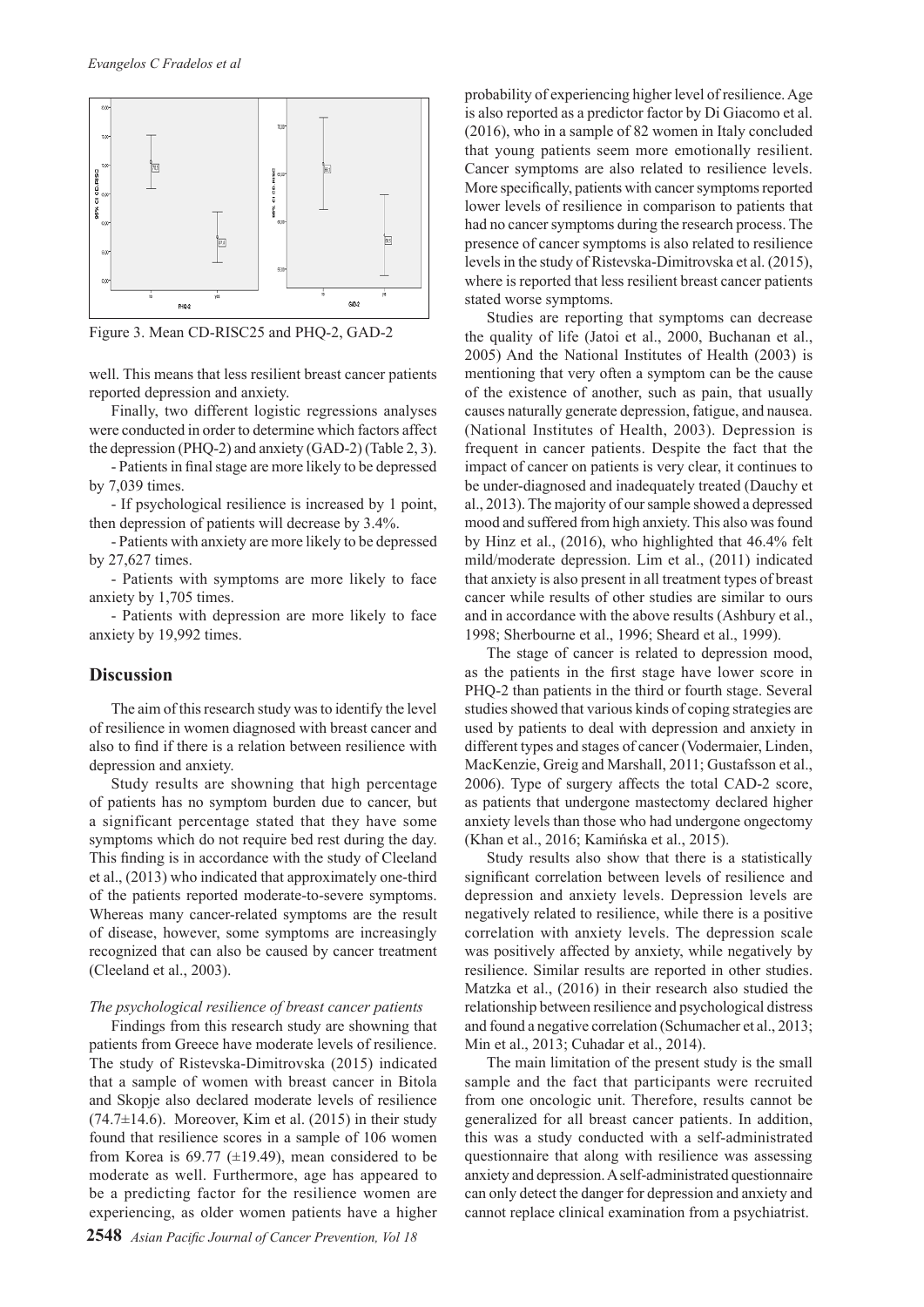Figure 3. Mean CD-RISC25 and PHQ-2, GAD-2

well. This means that less resilient breast cancer patients reported depression and anxiety.

Finally, two different logistic regressions analyses were conducted in order to determine which factors affect the depression (PHQ-2) and anxiety (GAD-2) (Table 2, 3).

- Patients in final stage are more likely to be depressed by 7,039 times.
- If psychological resilience is increased by 1 point, then depression of patients will decrease by 3.4%.
- Patients with anxiety are more likely to be depressed by 27,627 times.
- Patients with symptoms are more likely to face anxiety by 1,705 times.
- Patients with depression are more likely to face anxiety by 19,992 times.

## Discussion

The aim of this research study was to identify the level of resilience in women diagnosed with breast cancer and also to find if there is a relation between resilience with depression and anxiety.

Study results are showning that high percentage of patients has no symptom burden due to cancer, but a significant percentage stated that they have some symptoms which do not require bed rest during the day. This finding is in accordance with the study of Cleeland et al., (2013) who indicated that approximately one-third of the patients reported moderate-to-severe symptoms. Whereas many cancer-related symptoms are the result of disease, however, some symptoms are increasingly recognized that can also be caused by cancer treatment (Cleeland et al., 2003).

*The psychological resilience of breast cancer patients*

Findings from this research study are showning that patients from Greece have moderate levels of resilience. The study of Ristevska-Dimitrovska (2015) indicated that a sample of women with breast cancer in Bitola and Skopje also declared moderate levels of resilience (74.7±14.6). Moreover, Kim et al. (2015) in their study found that resilience scores in a sample of 106 women from Korea is 69.77 (±19.49), mean considered to be moderate as well. Furthermore, age has appeared to be a predicting factor for the resilience women are experiencing, as older women patients have a higher probability of experiencing higher level of resilience. Age is also reported as a predictor factor by Di Giacomo et al. (2016), who in a sample of 82 women in Italy concluded that young patients seem more emotionally resilient. Cancer symptoms are also related to resilience levels. More specifically, patients with cancer symptoms reported lower levels of resilience in comparison to patients that had no cancer symptoms during the research process. The presence of cancer symptoms is also related to resilience levels in the study of Ristevska-Dimitrovska et al. (2015), where is reported that less resilient breast cancer patients stated worse symptoms.

Studies are reporting that symptoms can decrease the quality of life (Jatoi et al., 2000, Buchanan et al., 2005) And the National Institutes of Health (2003) is mentioning that very often a symptom can be the cause of the existence of another, such as pain, that usually causes naturally generate depression, fatigue, and nausea. (National Institutes of Health, 2003). Depression is frequent in cancer patients. Despite the fact that the impact of cancer on patients is very clear, it continues to be under-diagnosed and inadequately treated (Dauchy et al., 2013). The majority of our sample showed a depressed mood and suffered from high anxiety. This also was found by Hinz et al., (2016), who highlighted that 46.4% felt mild/moderate depression. Lim et al., (2011) indicated that anxiety is also present in all treatment types of breast cancer while results of other studies are similar to ours and in accordance with the above results (Ashbury et al., 1998; Sherbourne et al., 1996; Sheard et al., 1999).

The stage of cancer is related to depression mood, as the patients in the first stage have lower score in PHQ-2 than patients in the third or fourth stage. Several studies showed that various kinds of coping strategies are used by patients to deal with depression and anxiety in different types and stages of cancer (Vodermaier, Linden, MacKenzie, Greig and Marshall, 2011; Gustafsson et al., 2006). Type of surgery affects the total CAD-2 score, as patients that undergone mastectomy declared higher anxiety levels than those who had undergone ongectomy (Khan et al., 2016; Kamińska et al., 2015).

Study results also show that there is a statistically significant correlation between levels of resilience and depression and anxiety levels. Depression levels are negatively related to resilience, while there is a positive correlation with anxiety levels. The depression scale was positively affected by anxiety, while negatively by resilience. Similar results are reported in other studies. Matzka et al., (2016) in their research also studied the relationship between resilience and psychological distress and found a negative correlation (Schumacher et al., 2013; Min et al., 2013; Cuhadar et al., 2014).

The main limitation of the present study is the small sample and the fact that participants were recruited from one oncologic unit. Therefore, results cannot be generalized for all breast cancer patients. In addition, this was a study conducted with a self-administrated questionnaire that along with resilience was assessing anxiety and depression. A self-administrated questionnaire can only detect the danger for depression and anxiety and cannot replace clinical examination from a psychiatrist.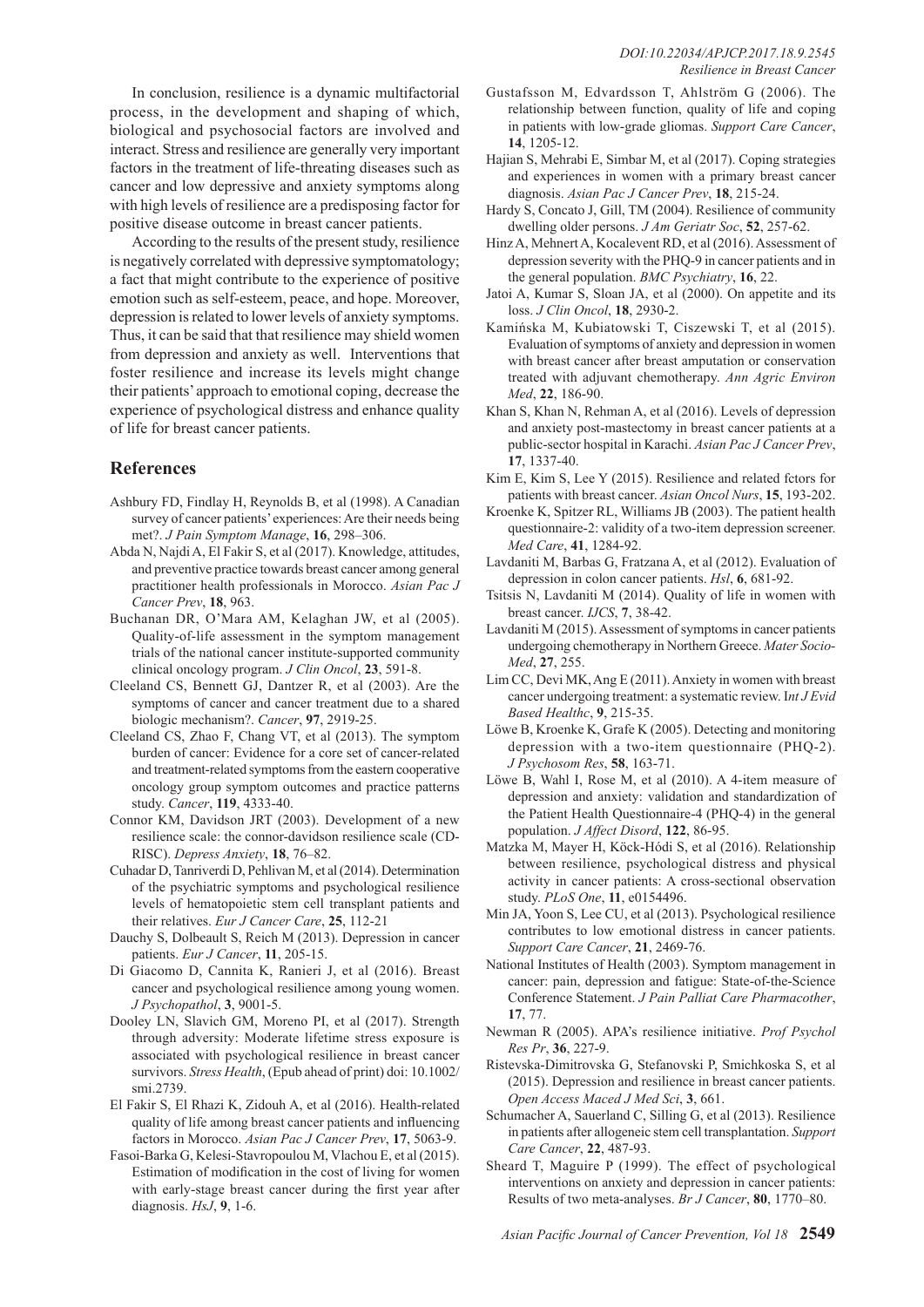In conclusion, resilience is a dynamic multifactorial process, in the development and shaping of which, biological and psychosocial factors are involved and interact. Stress and resilience are generally very important factors in the treatment of life-threating diseases such as cancer and low depressive and anxiety symptoms along with high levels of resilience are a predisposing factor for positive disease outcome in breast cancer patients.

According to the results of the present study, resilience is negatively correlated with depressive symptomatology; a fact that might contribute to the experience of positive emotion such as self-esteem, peace, and hope. Moreover, depression is related to lower levels of anxiety symptoms. Thus, it can be said that that resilience may shield women from depression and anxiety as well. Interventions that foster resilience and increase its levels might change their patients' approach to emotional coping, decrease the experience of psychological distress and enhance quality of life for breast cancer patients.

## References

Ashbury FD, Findlay H, Reynolds B, et al (1998). A Canadian survey of cancer patients' experiences: Are their needs being met?. *J Pain Symptom Manage*, **16**, 298–306.

Abda N, Najdi A, El Fakir S, et al (2017). Knowledge, attitudes, and preventive practice towards breast cancer among general practitioner health professionals in Morocco. *Asian Pac J Cancer Prev*, **18**, 963.

Buchanan DR, O'Mara AM, Kelaghan JW, et al (2005). Quality-of-life assessment in the symptom management trials of the national cancer institute-supported community clinical oncology program. *J Clin Oncol*, **23**, 591-8.

Cleeland CS, Bennett GJ, Dantzer R, et al (2003). Are the symptoms of cancer and cancer treatment due to a shared biologic mechanism?. *Cancer*, **97**, 2919-25.

Cleeland CS, Zhao F, Chang VT, et al (2013). The symptom burden of cancer: Evidence for a core set of cancer-related and treatment-related symptoms from the eastern cooperative oncology group symptom outcomes and practice patterns study. *Cancer*, **119**, 4333-40.

Connor KM, Davidson JRT (2003). Development of a new resilience scale: the connor-davidson resilience scale (CD-RISC). *Depress Anxiety*, **18**, 76–82.

Cuhadar D, Tanriverdi D, Pehlivan M, et al (2014). Determination of the psychiatric symptoms and psychological resilience levels of hematopoietic stem cell transplant patients and their relatives. *Eur J Cancer Care*, **25**, 112-21

Dauchy S, Dolbeault S, Reich M (2013). Depression in cancer patients. *Eur J Cancer*, **11**, 205-15.

Di Giacomo D, Cannita K, Ranieri J, et al (2016). Breast cancer and psychological resilience among young women. *J Psychopathol*, **3**, 9001-5.

Dooley LN, Slavich GM, Moreno PI, et al (2017). Strength through adversity: Moderate lifetime stress exposure is associated with psychological resilience in breast cancer survivors. *Stress Health*, (Epub ahead of print) doi: 10.1002/smi.2739.

El Fakir S, El Rhazi K, Zidouh A, et al (2016). Health-related quality of life among breast cancer patients and influencing factors in Morocco. *Asian Pac J Cancer Prev*, **17**, 5063-9.

Fasoi-Barka G, Kelesi-Stavropoulou M, Vlachou E, et al (2015). Estimation of modification in the cost of living for women with early-stage breast cancer during the first year after diagnosis. *HsJ*, **9**, 1-6.

Gustafsson M, Edvardsson T, Ahlström G (2006). The relationship between function, quality of life and coping in patients with low-grade gliomas. *Support Care Cancer*, **14**, 1205-12.

Hajian S, Mehrabi E, Simbar M, et al (2017). Coping strategies and experiences in women with a primary breast cancer diagnosis. *Asian Pac J Cancer Prev*, **18**, 215-24.

Hardy S, Concato J, Gill, TM (2004). Resilience of community dwelling older persons. *J Am Geriatr Soc*, **52**, 257-62.

Hinz A, Mehnert A, Kocalevent RD, et al (2016). Assessment of depression severity with the PHQ-9 in cancer patients and in the general population. *BMC Psychiatry*, **16**, 22.

Jatoi A, Kumar S, Sloan JA, et al (2000). On appetite and its loss. *J Clin Oncol*, **18**, 2930-2.

Kamińska M, Kubiatowski T, Ciszewski T, et al (2015). Evaluation of symptoms of anxiety and depression in women with breast cancer after breast amputation or conservation treated with adjuvant chemotherapy. *Ann Agric Environ Med*, **22**, 186-90.

Khan S, Khan N, Rehman A, et al (2016). Levels of depression and anxiety post-mastectomy in breast cancer patients at a public-sector hospital in Karachi. *Asian Pac J Cancer Prev*, **17**, 1337-40.

Kim E, Kim S, Lee Y (2015). Resilience and related fctors for patients with breast cancer. *Asian Oncol Nurs*, **15**, 193-202.

Kroenke K, Spitzer RL, Williams JB (2003). The patient health questionnaire-2: validity of a two-item depression screener. *Med Care*, **41**, 1284-92.

Lavdaniti M, Barbas G, Fratzana A, et al (2012). Evaluation of depression in colon cancer patients. *Hsl*, **6**, 681-92.

Tsitsis N, Lavdaniti M (2014). Quality of life in women with breast cancer. *IJCS*, **7**, 38-42.

Lavdaniti M (2015). Assessment of symptoms in cancer patients undergoing chemotherapy in Northern Greece. *Mater Socio-Med*, **27**, 255.

Lim CC, Devi MK, Ang E (2011). Anxiety in women with breast cancer undergoing treatment: a systematic review. I*nt J Evid Based Healthc*, **9**, 215-35.

Löwe B, Kroenke K, Grafe K (2005). Detecting and monitoring depression with a two-item questionnaire (PHQ-2). *J Psychosom Res*, **58**, 163-71.

Löwe B, Wahl I, Rose M, et al (2010). A 4-item measure of depression and anxiety: validation and standardization of the Patient Health Questionnaire-4 (PHQ-4) in the general population. *J Affect Disord*, **122**, 86-95.

Matzka M, Mayer H, Köck-Hódi S, et al (2016). Relationship between resilience, psychological distress and physical activity in cancer patients: A cross-sectional observation study. *PLoS One*, **11**, e0154496.

Min JA, Yoon S, Lee CU, et al (2013). Psychological resilience contributes to low emotional distress in cancer patients. *Support Care Cancer*, **21**, 2469-76.

National Institutes of Health (2003). Symptom management in cancer: pain, depression and fatigue: State-of-the-Science Conference Statement. *J Pain Palliat Care Pharmacother*, **17**, 77.

Newman R (2005). APA's resilience initiative. *Prof Psychol Res Pr*, **36**, 227-9.

Ristevska-Dimitrovska G, Stefanovski P, Smichkoska S, et al (2015). Depression and resilience in breast cancer patients. *Open Access Maced J Med Sci*, **3**, 661.

Schumacher A, Sauerland C, Silling G, et al (2013). Resilience in patients after allogeneic stem cell transplantation. *Support Care Cancer*, **22**, 487-93.

Sheard T, Maguire P (1999). The effect of psychological interventions on anxiety and depression in cancer patients: Results of two meta-analyses. *Br J Cancer*, **80**, 1770–80.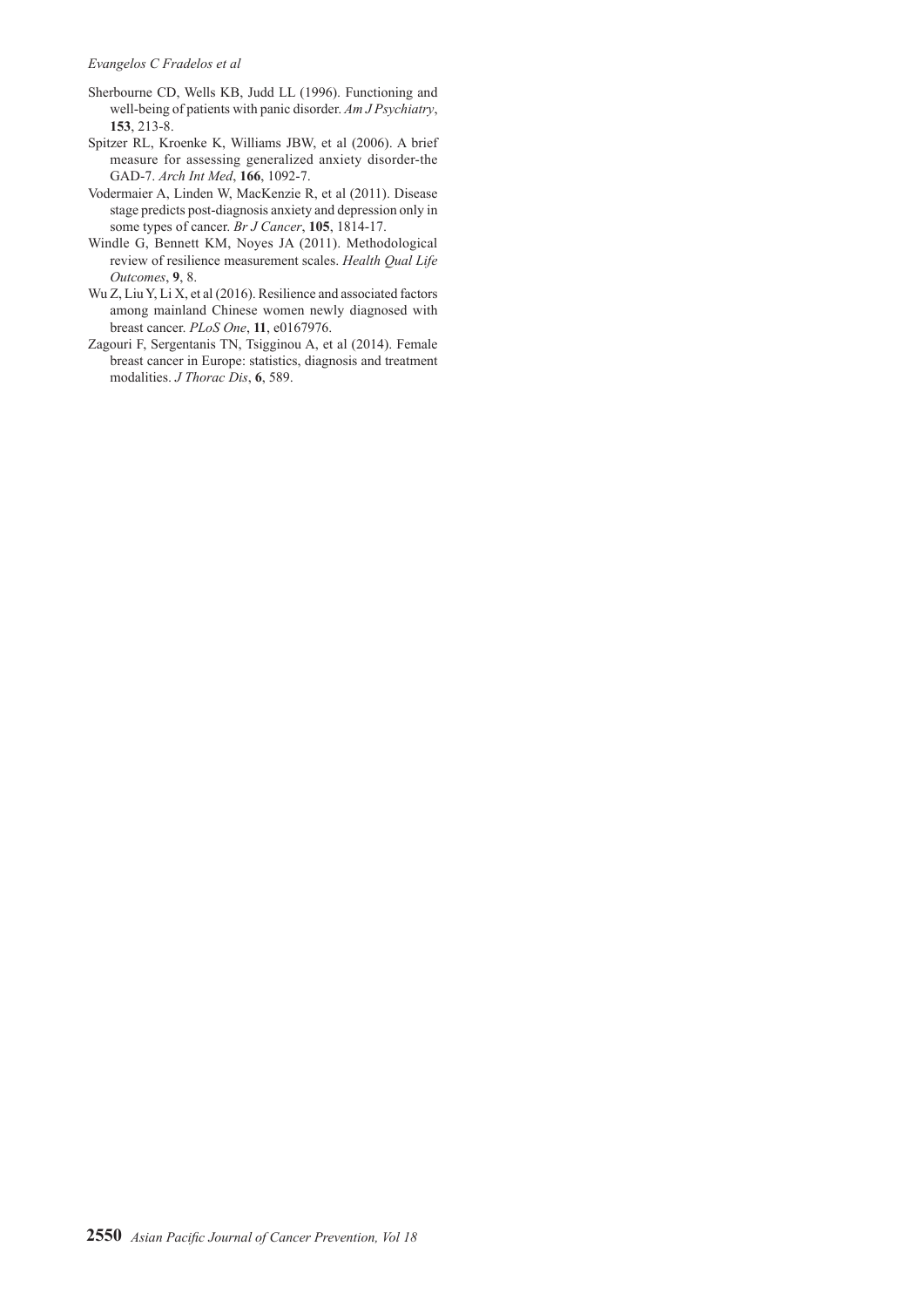Sherbourne CD, Wells KB, Judd LL (1996). Functioning and well-being of patients with panic disorder. *Am J Psychiatry*, **153**, 213-8.

Spitzer RL, Kroenke K, Williams JBW, et al (2006). A brief measure for assessing generalized anxiety disorder-the GAD-7. *Arch Int Med*, **166**, 1092-7.

Vodermaier A, Linden W, MacKenzie R, et al (2011). Disease stage predicts post-diagnosis anxiety and depression only in some types of cancer. *Br J Cancer*, **105**, 1814-17.

Windle G, Bennett KM, Noyes JA (2011). Methodological review of resilience measurement scales. *Health Qual Life Outcomes*, **9**, 8.

Wu Z, Liu Y, Li X, et al (2016). Resilience and associated factors among mainland Chinese women newly diagnosed with breast cancer. *PLoS One*, **11**, e0167976.

Zagouri F, Sergentanis TN, Tsigginou A, et al (2014). Female breast cancer in Europe: statistics, diagnosis and treatment modalities. *J Thorac Dis*, **6**, 589.